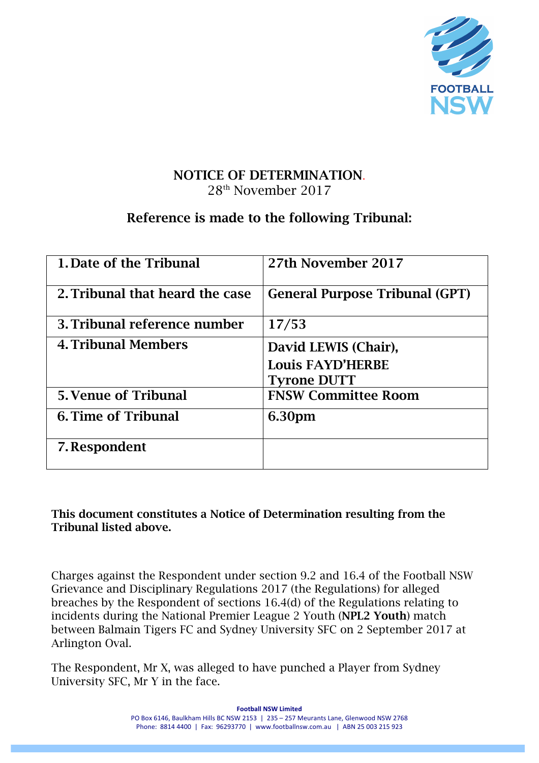# NOTICE OF DETERMINATION.

28th November 2017

## Reference is made to the following Tribunal:

| | |
|---|---|
| 1. Date of the Tribunal | 27th November 2017 |
| 2. Tribunal that heard the case | General Purpose Tribunal (GPT) |
| 3. Tribunal reference number | 17/53 |
| 4. Tribunal Members | David LEWIS (Chair), Louis FAYD'HERBE, Tyrone DUTT |
| 5. Venue of Tribunal | FNSW Committee Room |
| 6. Time of Tribunal | 6.30pm |
| 7. Respondent | |

**This document constitutes a Notice of Determination resulting from the Tribunal listed above.**

Charges against the Respondent under section 9.2 and 16.4 of the Football NSW Grievance and Disciplinary Regulations 2017 (the Regulations) for alleged breaches by the Respondent of sections 16.4(d) of the Regulations relating to incidents during the National Premier League 2 Youth (**NPL2 Youth**) match between Balmain Tigers FC and Sydney University SFC on 2 September 2017 at Arlington Oval.

The Respondent, Mr X, was alleged to have punched a Player from Sydney University SFC, Mr Y in the face.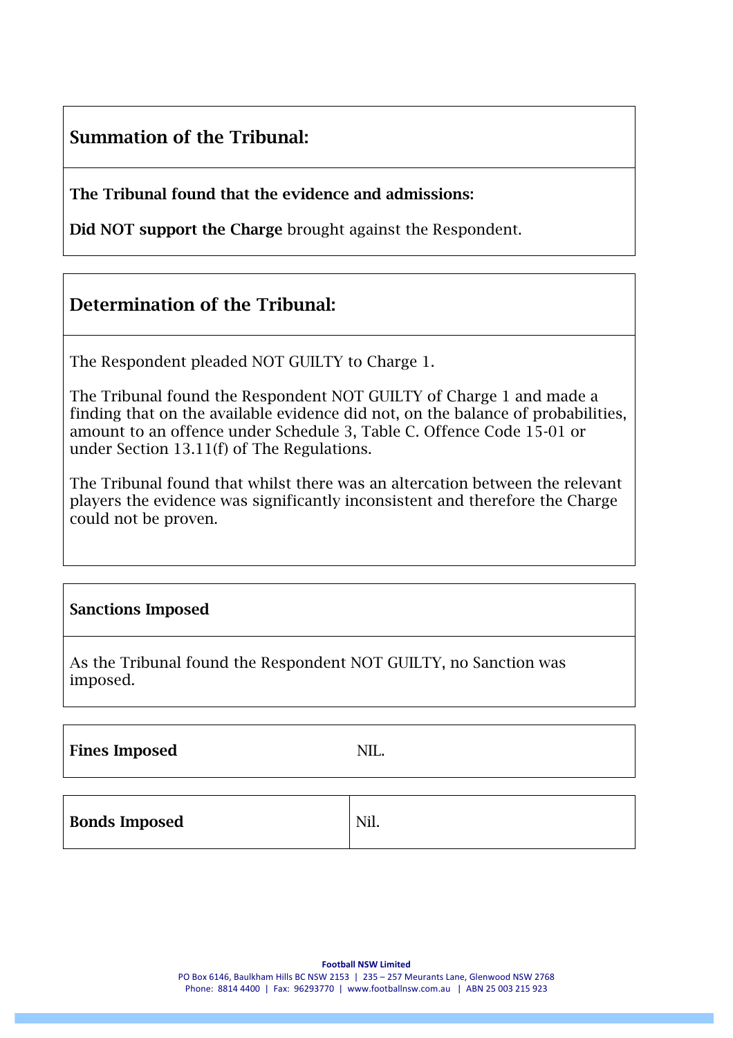## Summation of the Tribunal:

**The Tribunal found that the evidence and admissions:**

**Did NOT support the Charge** brought against the Respondent.

## Determination of the Tribunal:

The Respondent pleaded NOT GUILTY to Charge 1.

The Tribunal found the Respondent NOT GUILTY of Charge 1 and made a finding that on the available evidence did not, on the balance of probabilities, amount to an offence under Schedule 3, Table C. Offence Code 15-01 or under Section 13.11(f) of The Regulations.

The Tribunal found that whilst there was an altercation between the relevant players the evidence was significantly inconsistent and therefore the Charge could not be proven.

### Sanctions Imposed

As the Tribunal found the Respondent NOT GUILTY, no Sanction was imposed.

| **Fines Imposed** | NIL. |
|---|---|

| **Bonds Imposed** | Nil. |
|---|---|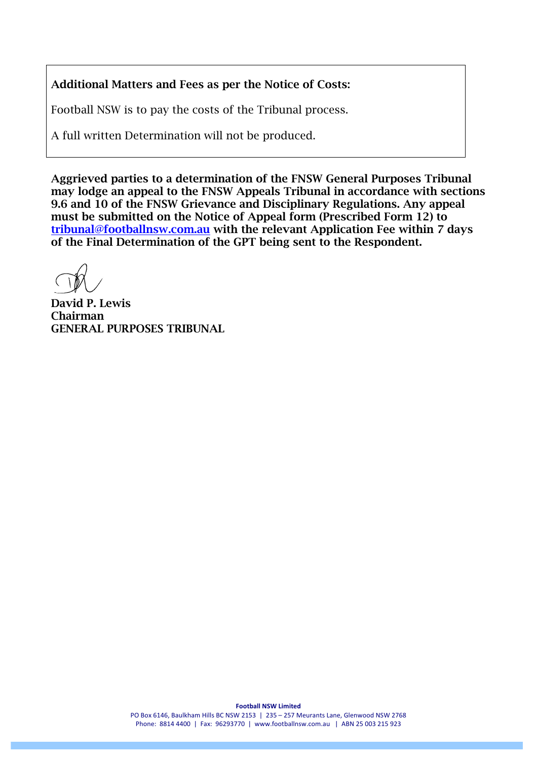**Additional Matters and Fees as per the Notice of Costs:**

Football NSW is to pay the costs of the Tribunal process.

A full written Determination will not be produced.

**Aggrieved parties to a determination of the FNSW General Purposes Tribunal may lodge an appeal to the FNSW Appeals Tribunal in accordance with sections 9.6 and 10 of the FNSW Grievance and Disciplinary Regulations. Any appeal must be submitted on the Notice of Appeal form (Prescribed Form 12) to tribunal@footballnsw.com.au with the relevant Application Fee within 7 days of the Final Determination of the GPT being sent to the Respondent.**

**David P. Lewis**
**Chairman**
**GENERAL PURPOSES TRIBUNAL**

**Football NSW Limited**
PO Box 6146, Baulkham Hills BC NSW 2153 | 235 – 257 Meurants Lane, Glenwood NSW 2768
Phone: 8814 4400 | Fax: 96293770 | www.footballnsw.com.au | ABN 25 003 215 923